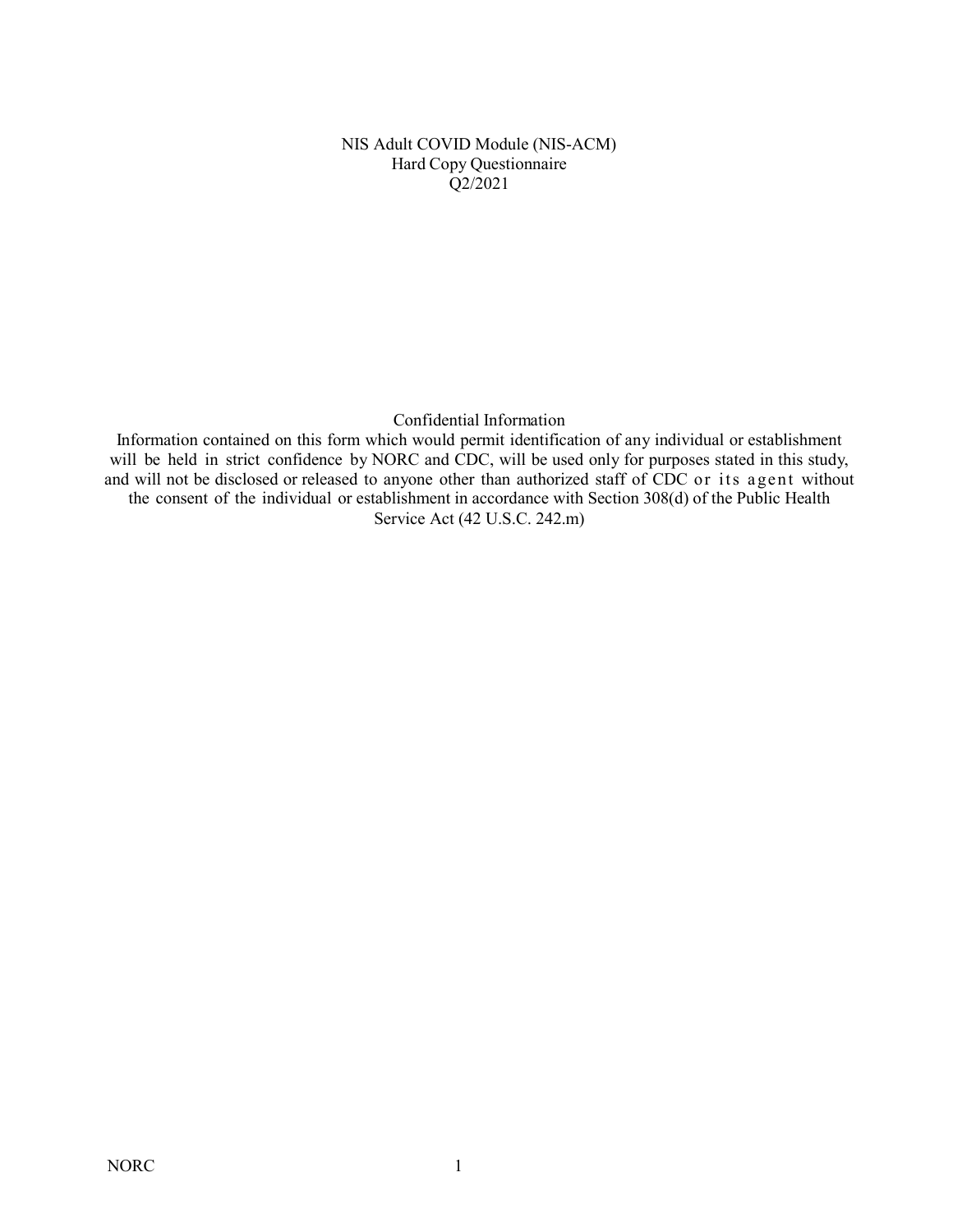# NIS Adult COVID Module (NIS-ACM)

## Hard Copy Questionnaire

## Q2/2021

Confidential Information

Information contained on this form which would permit identification of any individual or establishment will be held in strict confidence by NORC and CDC, will be used only for purposes stated in this study, and will not be disclosed or released to anyone other than authorized staff of CDC or its agent without the consent of the individual or establishment in accordance with Section 308(d) of the Public Health Service Act (42 U.S.C. 242.m)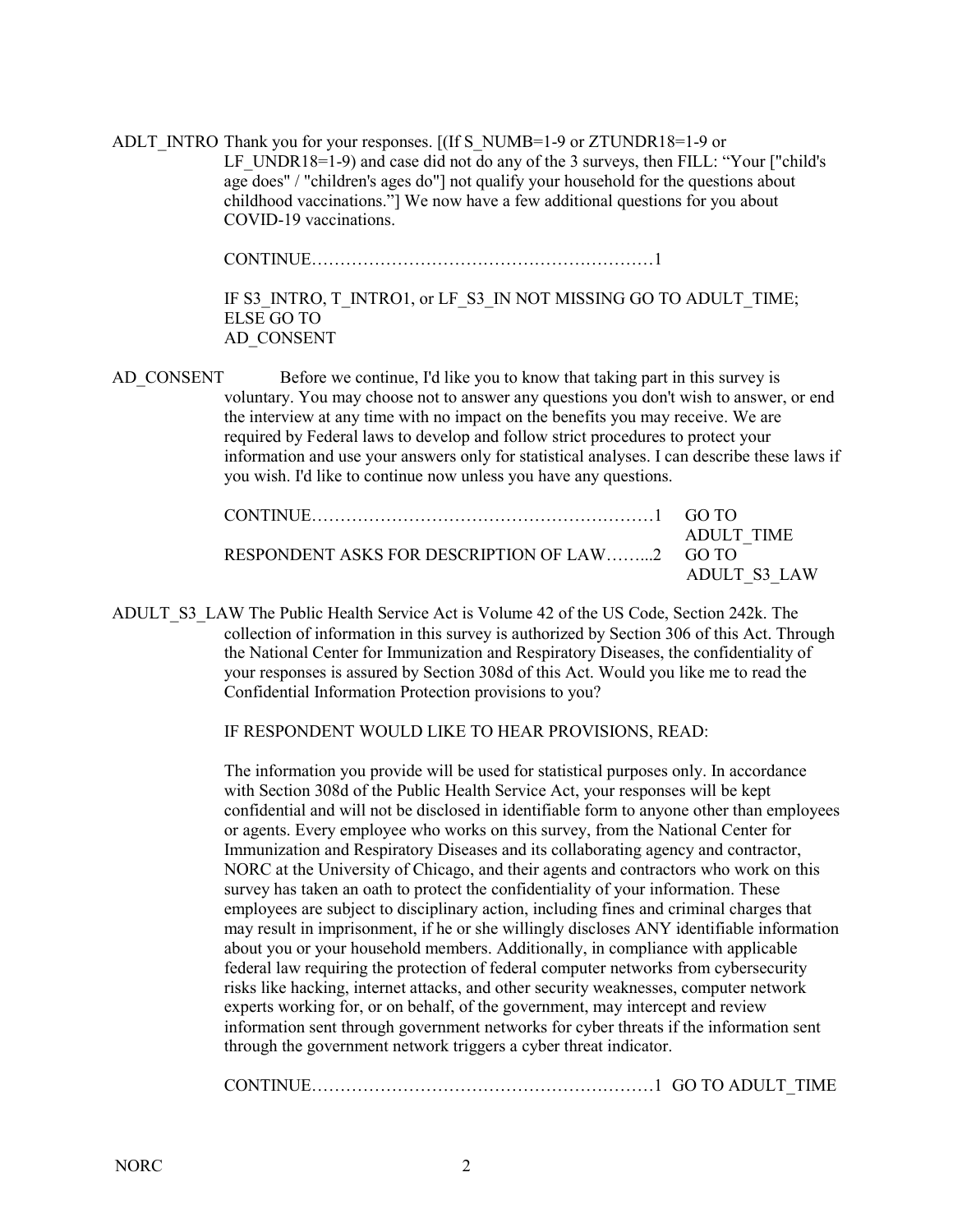ADLT_INTRO Thank you for your responses. [(If S_NUMB=1-9 or ZTUNDR18=1-9 or LF_UNDR18=1-9) and case did not do any of the 3 surveys, then FILL: "Your ["child's age does" / "children's ages do"] not qualify your household for the questions about childhood vaccinations."] We now have a few additional questions for you about COVID-19 vaccinations.

CONTINUE……………………………………………………1

IF S3_INTRO, T_INTRO1, or LF_S3_IN NOT MISSING GO TO ADULT_TIME; ELSE GO TO AD_CONSENT

AD_CONSENT Before we continue, I'd like you to know that taking part in this survey is voluntary. You may choose not to answer any questions you don't wish to answer, or end the interview at any time with no impact on the benefits you may receive. We are required by Federal laws to develop and follow strict procedures to protect your information and use your answers only for statistical analyses. I can describe these laws if you wish. I'd like to continue now unless you have any questions.

CONTINUE……………………………………………………1 GO TO ADULT_TIME

RESPONDENT ASKS FOR DESCRIPTION OF LAW……...2 GO TO ADULT_S3_LAW

ADULT_S3_LAW The Public Health Service Act is Volume 42 of the US Code, Section 242k. The collection of information in this survey is authorized by Section 306 of this Act. Through the National Center for Immunization and Respiratory Diseases, the confidentiality of your responses is assured by Section 308d of this Act. Would you like me to read the Confidential Information Protection provisions to you?

IF RESPONDENT WOULD LIKE TO HEAR PROVISIONS, READ:

The information you provide will be used for statistical purposes only. In accordance with Section 308d of the Public Health Service Act, your responses will be kept confidential and will not be disclosed in identifiable form to anyone other than employees or agents. Every employee who works on this survey, from the National Center for Immunization and Respiratory Diseases and its collaborating agency and contractor, NORC at the University of Chicago, and their agents and contractors who work on this survey has taken an oath to protect the confidentiality of your information. These employees are subject to disciplinary action, including fines and criminal charges that may result in imprisonment, if he or she willingly discloses ANY identifiable information about you or your household members. Additionally, in compliance with applicable federal law requiring the protection of federal computer networks from cybersecurity risks like hacking, internet attacks, and other security weaknesses, computer network experts working for, or on behalf, of the government, may intercept and review information sent through government networks for cyber threats if the information sent through the government network triggers a cyber threat indicator.

CONTINUE……………………………………………………1 GO TO ADULT_TIME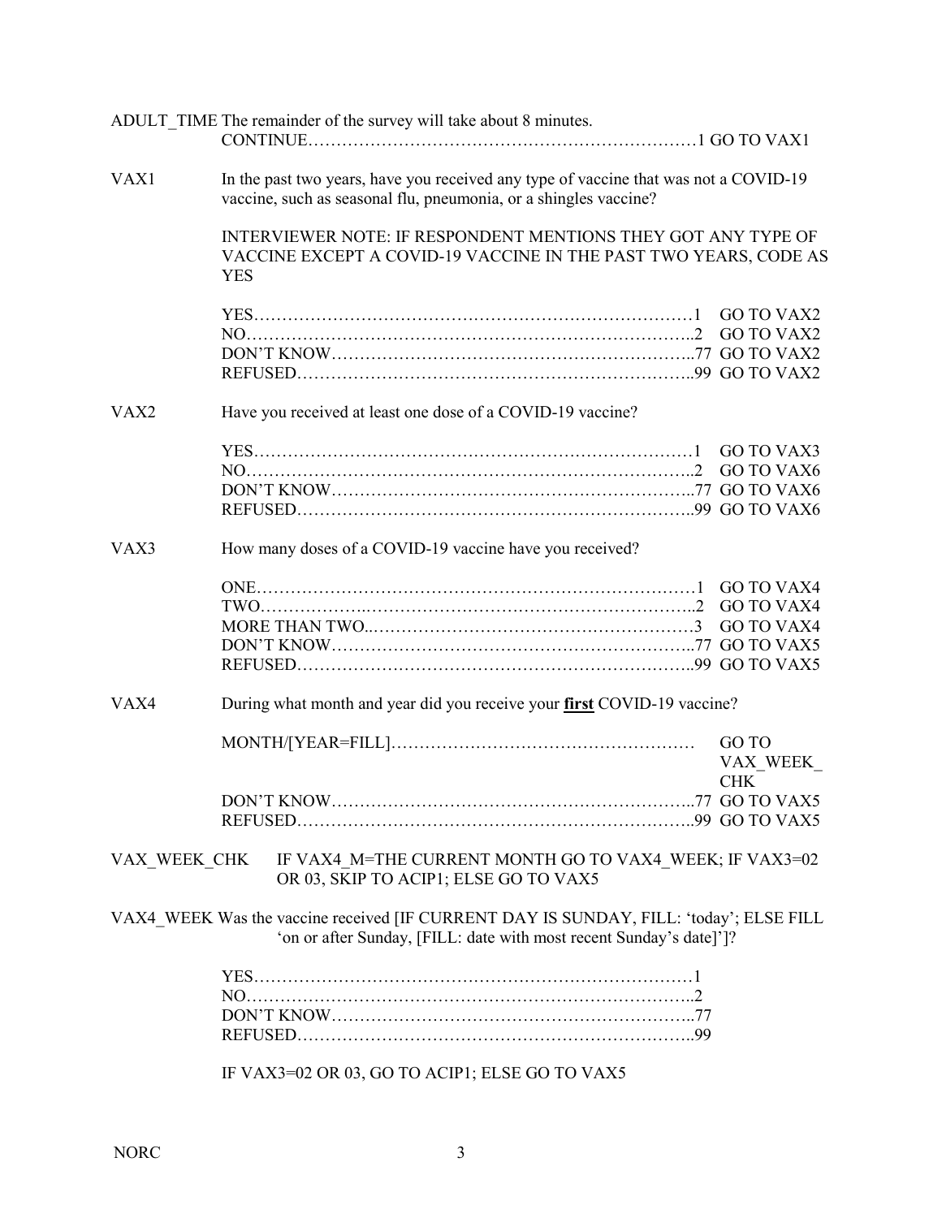ADULT_TIME The remainder of the survey will take about 8 minutes.

| | | |
|---|---|---|
| CONTINUE | 1 | GO TO VAX1 |

VAX1 In the past two years, have you received any type of vaccine that was not a COVID-19 vaccine, such as seasonal flu, pneumonia, or a shingles vaccine?

INTERVIEWER NOTE: IF RESPONDENT MENTIONS THEY GOT ANY TYPE OF VACCINE EXCEPT A COVID-19 VACCINE IN THE PAST TWO YEARS, CODE AS YES

| | | |
|---|---|---|
| YES | 1 | GO TO VAX2 |
| NO | 2 | GO TO VAX2 |
| DON'T KNOW | 77 | GO TO VAX2 |
| REFUSED | 99 | GO TO VAX2 |

VAX2 Have you received at least one dose of a COVID-19 vaccine?

| | | |
|---|---|---|
| YES | 1 | GO TO VAX3 |
| NO | 2 | GO TO VAX6 |
| DON'T KNOW | 77 | GO TO VAX6 |
| REFUSED | 99 | GO TO VAX6 |

VAX3 How many doses of a COVID-19 vaccine have you received?

| | | |
|---|---|---|
| ONE | 1 | GO TO VAX4 |
| TWO | 2 | GO TO VAX4 |
| MORE THAN TWO | 3 | GO TO VAX4 |
| DON'T KNOW | 77 | GO TO VAX5 |
| REFUSED | 99 | GO TO VAX5 |

VAX4 During what month and year did you receive your **first** COVID-19 vaccine?

| | | |
|---|---|---|
| MONTH/[YEAR=FILL] | | GO TO VAX_WEEK_CHK |
| DON'T KNOW | 77 | GO TO VAX5 |
| REFUSED | 99 | GO TO VAX5 |

VAX_WEEK_CHK IF VAX4_M=THE CURRENT MONTH GO TO VAX4_WEEK; IF VAX3=02 OR 03, SKIP TO ACIP1; ELSE GO TO VAX5

VAX4_WEEK Was the vaccine received [IF CURRENT DAY IS SUNDAY, FILL: 'today'; ELSE FILL 'on or after Sunday, [FILL: date with most recent Sunday's date]']?

| | |
|---|---|
| YES | 1 |
| NO | 2 |
| DON'T KNOW | 77 |
| REFUSED | 99 |

IF VAX3=02 OR 03, GO TO ACIP1; ELSE GO TO VAX5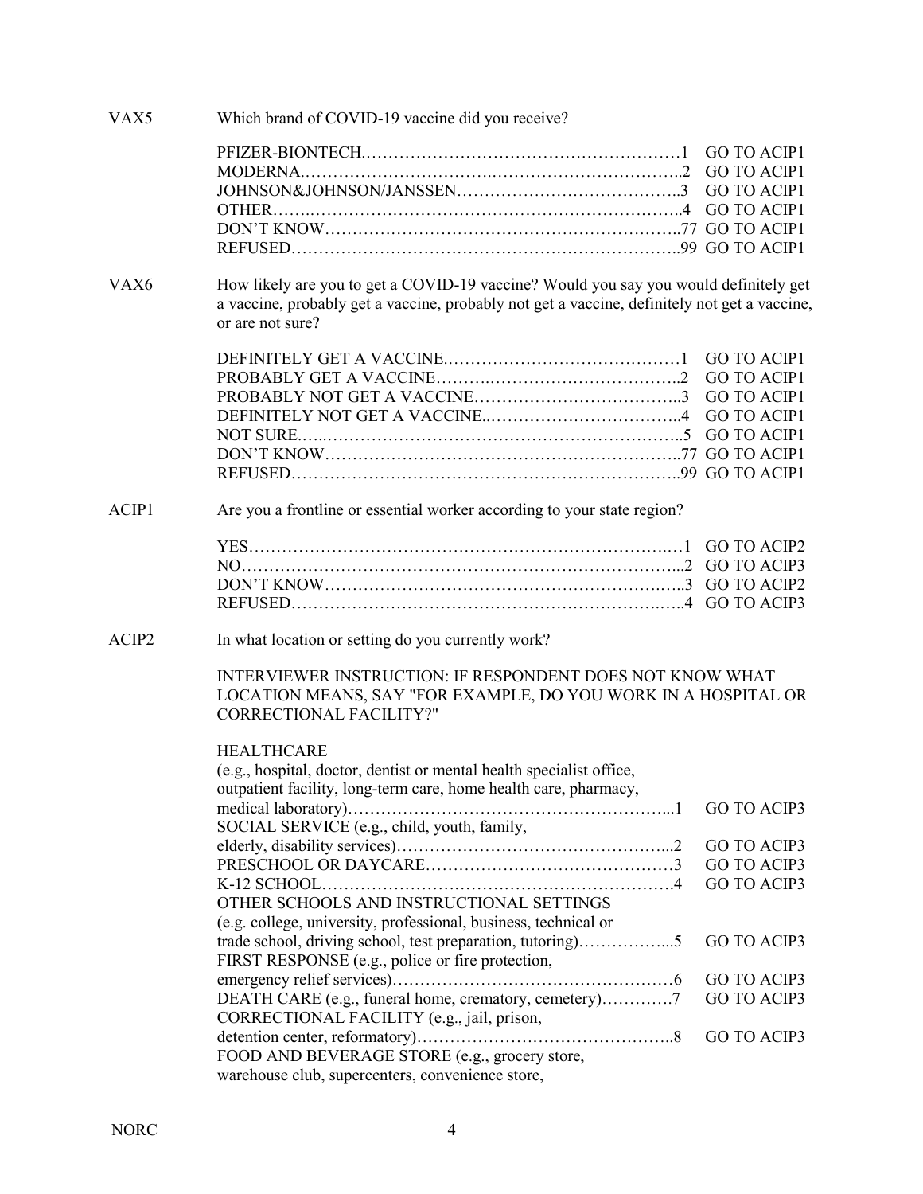**VAX5** Which brand of COVID-19 vaccine did you receive?

| Response | Code | Skip |
|---|---|---|
| PFIZER-BIONTECH | 1 | GO TO ACIP1 |
| MODERNA | 2 | GO TO ACIP1 |
| JOHNSON&JOHNSON/JANSSEN | 3 | GO TO ACIP1 |
| OTHER | 4 | GO TO ACIP1 |
| DON'T KNOW | 77 | GO TO ACIP1 |
| REFUSED | 99 | GO TO ACIP1 |

**VAX6** How likely are you to get a COVID-19 vaccine? Would you say you would definitely get a vaccine, probably get a vaccine, probably not get a vaccine, definitely not get a vaccine, or are not sure?

| Response | Code | Skip |
|---|---|---|
| DEFINITELY GET A VACCINE | 1 | GO TO ACIP1 |
| PROBABLY GET A VACCINE | 2 | GO TO ACIP1 |
| PROBABLY NOT GET A VACCINE | 3 | GO TO ACIP1 |
| DEFINITELY NOT GET A VACCINE | 4 | GO TO ACIP1 |
| NOT SURE | 5 | GO TO ACIP1 |
| DON'T KNOW | 77 | GO TO ACIP1 |
| REFUSED | 99 | GO TO ACIP1 |

**ACIP1** Are you a frontline or essential worker according to your state region?

| Response | Code | Skip |
|---|---|---|
| YES | 1 | GO TO ACIP2 |
| NO | 2 | GO TO ACIP3 |
| DON'T KNOW | 3 | GO TO ACIP2 |
| REFUSED | 4 | GO TO ACIP3 |

**ACIP2** In what location or setting do you currently work?

INTERVIEWER INSTRUCTION: IF RESPONDENT DOES NOT KNOW WHAT LOCATION MEANS, SAY "FOR EXAMPLE, DO YOU WORK IN A HOSPITAL OR CORRECTIONAL FACILITY?"

| Response | Code | Skip |
|---|---|---|
| HEALTHCARE (e.g., hospital, doctor, dentist or mental health specialist office, outpatient facility, long-term care, home health care, pharmacy, medical laboratory) | 1 | GO TO ACIP3 |
| SOCIAL SERVICE (e.g., child, youth, family, elderly, disability services) | 2 | GO TO ACIP3 |
| PRESCHOOL OR DAYCARE | 3 | GO TO ACIP3 |
| K-12 SCHOOL | 4 | GO TO ACIP3 |
| OTHER SCHOOLS AND INSTRUCTIONAL SETTINGS (e.g. college, university, professional, business, technical or trade school, driving school, test preparation, tutoring) | 5 | GO TO ACIP3 |
| FIRST RESPONSE (e.g., police or fire protection, emergency relief services) | 6 | GO TO ACIP3 |
| DEATH CARE (e.g., funeral home, crematory, cemetery) | 7 | GO TO ACIP3 |
| CORRECTIONAL FACILITY (e.g., jail, prison, detention center, reformatory) | 8 | GO TO ACIP3 |
| FOOD AND BEVERAGE STORE (e.g., grocery store, warehouse club, supercenters, convenience store, | | |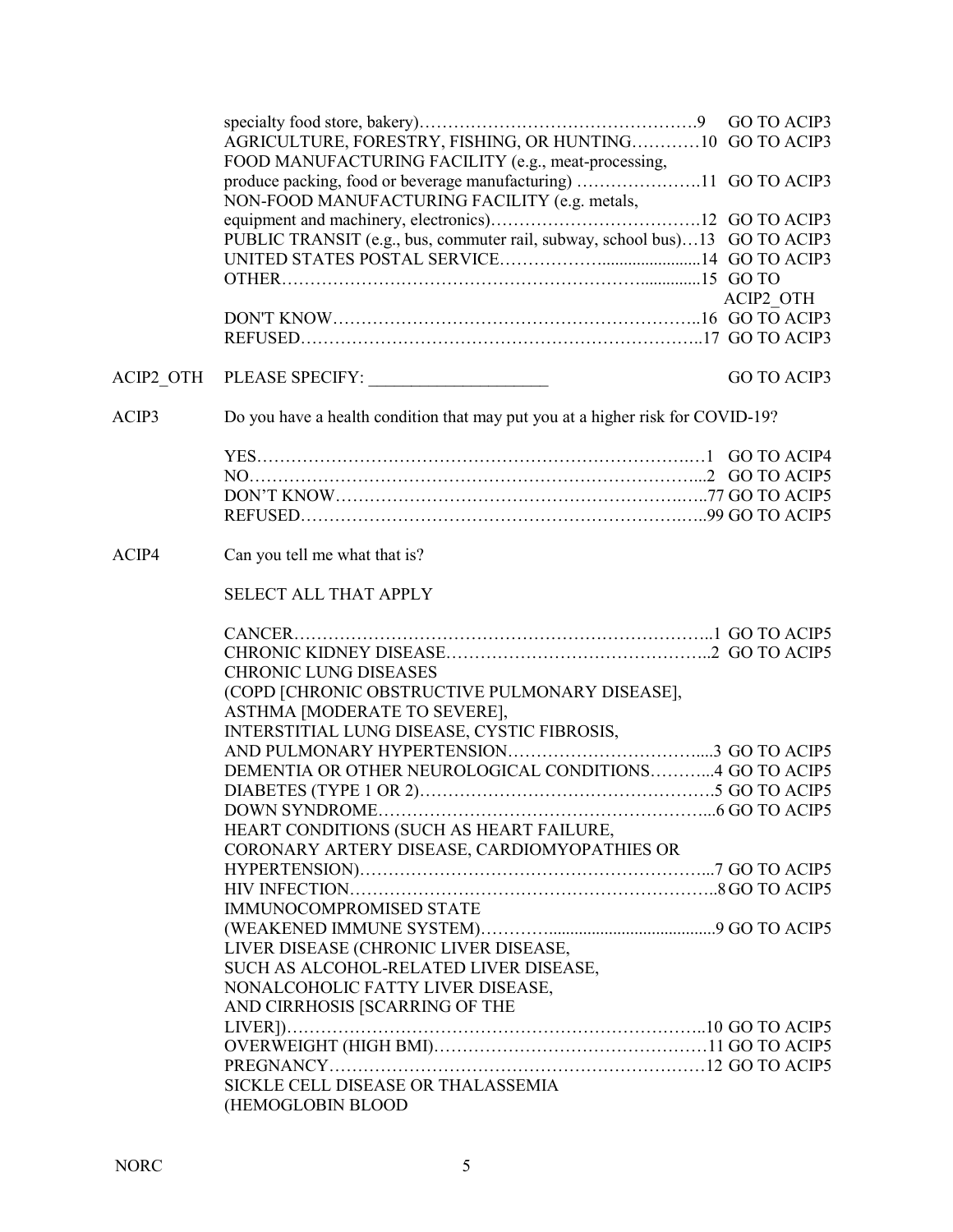specialty food store, bakery)………………………………………….9 GO TO ACIP3
AGRICULTURE, FORESTRY, FISHING, OR HUNTING…………10 GO TO ACIP3
FOOD MANUFACTURING FACILITY (e.g., meat-processing, produce packing, food or beverage manufacturing) ………………….11 GO TO ACIP3
NON-FOOD MANUFACTURING FACILITY (e.g. metals, equipment and machinery, electronics)……………………………….12 GO TO ACIP3
PUBLIC TRANSIT (e.g., bus, commuter rail, subway, school bus)…13 GO TO ACIP3
UNITED STATES POSTAL SERVICE……………….......................14 GO TO ACIP3
OTHER……………………………………………………..............15 GO TO ACIP2_OTH
DON'T KNOW……………………………………………………..16 GO TO ACIP3
REFUSED…………………………………………………………..17 GO TO ACIP3

ACIP2_OTH PLEASE SPECIFY: ____________________ GO TO ACIP3

ACIP3 Do you have a health condition that may put you at a higher risk for COVID-19?

YES……………………………………………………………….…1 GO TO ACIP4
NO……………………………………………………………………...2 GO TO ACIP5
DON'T KNOW…………………………………………………….…..77 GO TO ACIP5
REFUSED…………………………………………………………..…..99 GO TO ACIP5

ACIP4 Can you tell me what that is?

SELECT ALL THAT APPLY

CANCER………………………………………………………………..1 GO TO ACIP5
CHRONIC KIDNEY DISEASE………………………………………..2 GO TO ACIP5
CHRONIC LUNG DISEASES (COPD [CHRONIC OBSTRUCTIVE PULMONARY DISEASE], ASTHMA [MODERATE TO SEVERE], INTERSTITIAL LUNG DISEASE, CYSTIC FIBROSIS, AND PULMONARY HYPERTENSION…………………………....3 GO TO ACIP5
DEMENTIA OR OTHER NEUROLOGICAL CONDITIONS………...4 GO TO ACIP5
DIABETES (TYPE 1 OR 2)…………………………………………….5 GO TO ACIP5
DOWN SYNDROME…………………………………………………...6 GO TO ACIP5
HEART CONDITIONS (SUCH AS HEART FAILURE, CORONARY ARTERY DISEASE, CARDIOMYOPATHIES OR HYPERTENSION)……………………………………………………...7 GO TO ACIP5
HIV INFECTION………………………………………………………..8 GO TO ACIP5
IMMUNOCOMPROMISED STATE (WEAKENED IMMUNE SYSTEM)…………......................................9 GO TO ACIP5
LIVER DISEASE (CHRONIC LIVER DISEASE, SUCH AS ALCOHOL-RELATED LIVER DISEASE, NONALCOHOLIC FATTY LIVER DISEASE, AND CIRRHOSIS [SCARRING OF THE LIVER])……………………………………………………………..10 GO TO ACIP5
OVERWEIGHT (HIGH BMI)………………………………………11 GO TO ACIP5
PREGNANCY…………………………………………………………12 GO TO ACIP5
SICKLE CELL DISEASE OR THALASSEMIA (HEMOGLOBIN BLOOD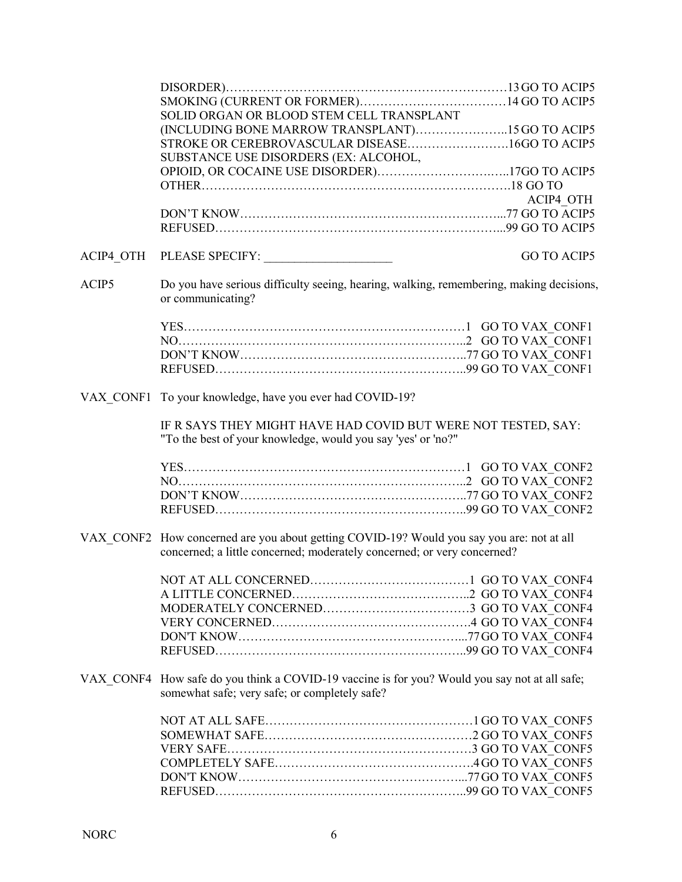| | | | |
|---|---|---|---|
| | DISORDER) | 13 | GO TO ACIP5 |
| | SMOKING (CURRENT OR FORMER) | 14 | GO TO ACIP5 |
| | SOLID ORGAN OR BLOOD STEM CELL TRANSPLANT (INCLUDING BONE MARROW TRANSPLANT) | 15 | GO TO ACIP5 |
| | STROKE OR CEREBROVASCULAR DISEASE | 16 | GO TO ACIP5 |
| | SUBSTANCE USE DISORDERS (EX: ALCOHOL, OPIOID, OR COCAINE USE DISORDER) | 17 | GO TO ACIP5 |
| | OTHER | 18 | GO TO ACIP4_OTH |
| | DON'T KNOW | 77 | GO TO ACIP5 |
| | REFUSED | 99 | GO TO ACIP5 |

ACIP4_OTH PLEASE SPECIFY: ____________________ GO TO ACIP5

ACIP5 Do you have serious difficulty seeing, hearing, walking, remembering, making decisions, or communicating?

| | | |
|---|---|---|
| YES | 1 | GO TO VAX_CONF1 |
| NO | 2 | GO TO VAX_CONF1 |
| DON'T KNOW | 77 | GO TO VAX_CONF1 |
| REFUSED | 99 | GO TO VAX_CONF1 |

VAX_CONF1 To your knowledge, have you ever had COVID-19?

IF R SAYS THEY MIGHT HAVE HAD COVID BUT WERE NOT TESTED, SAY: "To the best of your knowledge, would you say 'yes' or 'no?"

| | | |
|---|---|---|
| YES | 1 | GO TO VAX_CONF2 |
| NO | 2 | GO TO VAX_CONF2 |
| DON'T KNOW | 77 | GO TO VAX_CONF2 |
| REFUSED | 99 | GO TO VAX_CONF2 |

VAX_CONF2 How concerned are you about getting COVID-19? Would you say you are: not at all concerned; a little concerned; moderately concerned; or very concerned?

| | | |
|---|---|---|
| NOT AT ALL CONCERNED | 1 | GO TO VAX_CONF4 |
| A LITTLE CONCERNED | 2 | GO TO VAX_CONF4 |
| MODERATELY CONCERNED | 3 | GO TO VAX_CONF4 |
| VERY CONCERNED | 4 | GO TO VAX_CONF4 |
| DON'T KNOW | 77 | GO TO VAX_CONF4 |
| REFUSED | 99 | GO TO VAX_CONF4 |

VAX_CONF4 How safe do you think a COVID-19 vaccine is for you? Would you say not at all safe; somewhat safe; very safe; or completely safe?

| | | |
|---|---|---|
| NOT AT ALL SAFE | 1 | GO TO VAX_CONF5 |
| SOMEWHAT SAFE | 2 | GO TO VAX_CONF5 |
| VERY SAFE | 3 | GO TO VAX_CONF5 |
| COMPLETELY SAFE | 4 | GO TO VAX_CONF5 |
| DON'T KNOW | 77 | GO TO VAX_CONF5 |
| REFUSED | 99 | GO TO VAX_CONF5 |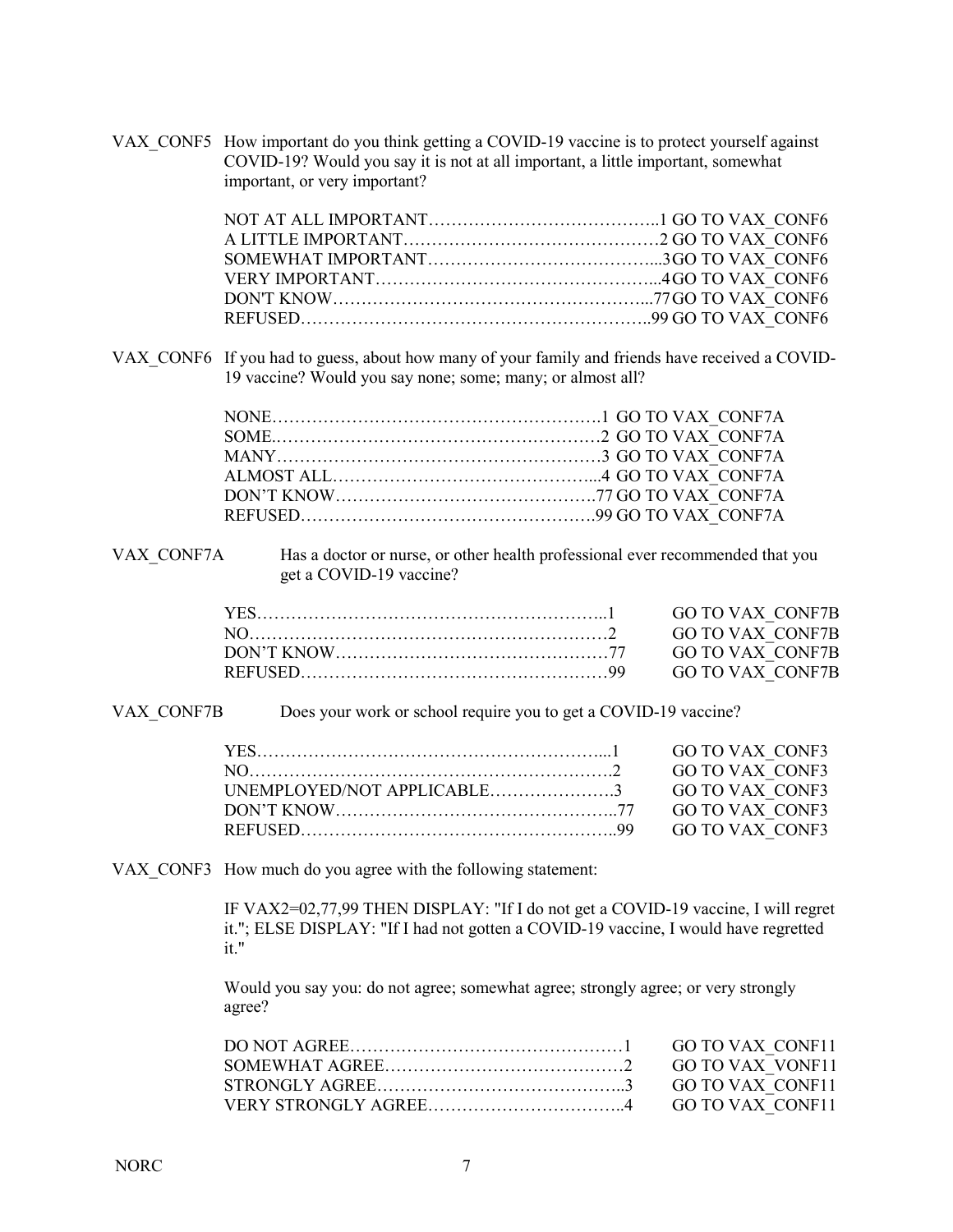VAX_CONF5 How important do you think getting a COVID-19 vaccine is to protect yourself against COVID-19? Would you say it is not at all important, a little important, somewhat important, or very important?

| Response | Code | Skip |
|---|---|---|
| NOT AT ALL IMPORTANT | 1 | GO TO VAX_CONF6 |
| A LITTLE IMPORTANT | 2 | GO TO VAX_CONF6 |
| SOMEWHAT IMPORTANT | 3 | GO TO VAX_CONF6 |
| VERY IMPORTANT | 4 | GO TO VAX_CONF6 |
| DON'T KNOW | 77 | GO TO VAX_CONF6 |
| REFUSED | 99 | GO TO VAX_CONF6 |

VAX_CONF6 If you had to guess, about how many of your family and friends have received a COVID-19 vaccine? Would you say none; some; many; or almost all?

| Response | Code | Skip |
|---|---|---|
| NONE | 1 | GO TO VAX_CONF7A |
| SOME | 2 | GO TO VAX_CONF7A |
| MANY | 3 | GO TO VAX_CONF7A |
| ALMOST ALL | 4 | GO TO VAX_CONF7A |
| DON'T KNOW | 77 | GO TO VAX_CONF7A |
| REFUSED | 99 | GO TO VAX_CONF7A |

VAX_CONF7A Has a doctor or nurse, or other health professional ever recommended that you get a COVID-19 vaccine?

| Response | Code | Skip |
|---|---|---|
| YES | 1 | GO TO VAX_CONF7B |
| NO | 2 | GO TO VAX_CONF7B |
| DON'T KNOW | 77 | GO TO VAX_CONF7B |
| REFUSED | 99 | GO TO VAX_CONF7B |

VAX_CONF7B Does your work or school require you to get a COVID-19 vaccine?

| Response | Code | Skip |
|---|---|---|
| YES | 1 | GO TO VAX_CONF3 |
| NO | 2 | GO TO VAX_CONF3 |
| UNEMPLOYED/NOT APPLICABLE | 3 | GO TO VAX_CONF3 |
| DON'T KNOW | 77 | GO TO VAX_CONF3 |
| REFUSED | 99 | GO TO VAX_CONF3 |

VAX_CONF3 How much do you agree with the following statement:

IF VAX2=02,77,99 THEN DISPLAY: "If I do not get a COVID-19 vaccine, I will regret it."; ELSE DISPLAY: "If I had not gotten a COVID-19 vaccine, I would have regretted it."

Would you say you: do not agree; somewhat agree; strongly agree; or very strongly agree?

| Response | Code | Skip |
|---|---|---|
| DO NOT AGREE | 1 | GO TO VAX_CONF11 |
| SOMEWHAT AGREE | 2 | GO TO VAX_VONF11 |
| STRONGLY AGREE | 3 | GO TO VAX_CONF11 |
| VERY STRONGLY AGREE | 4 | GO TO VAX_CONF11 |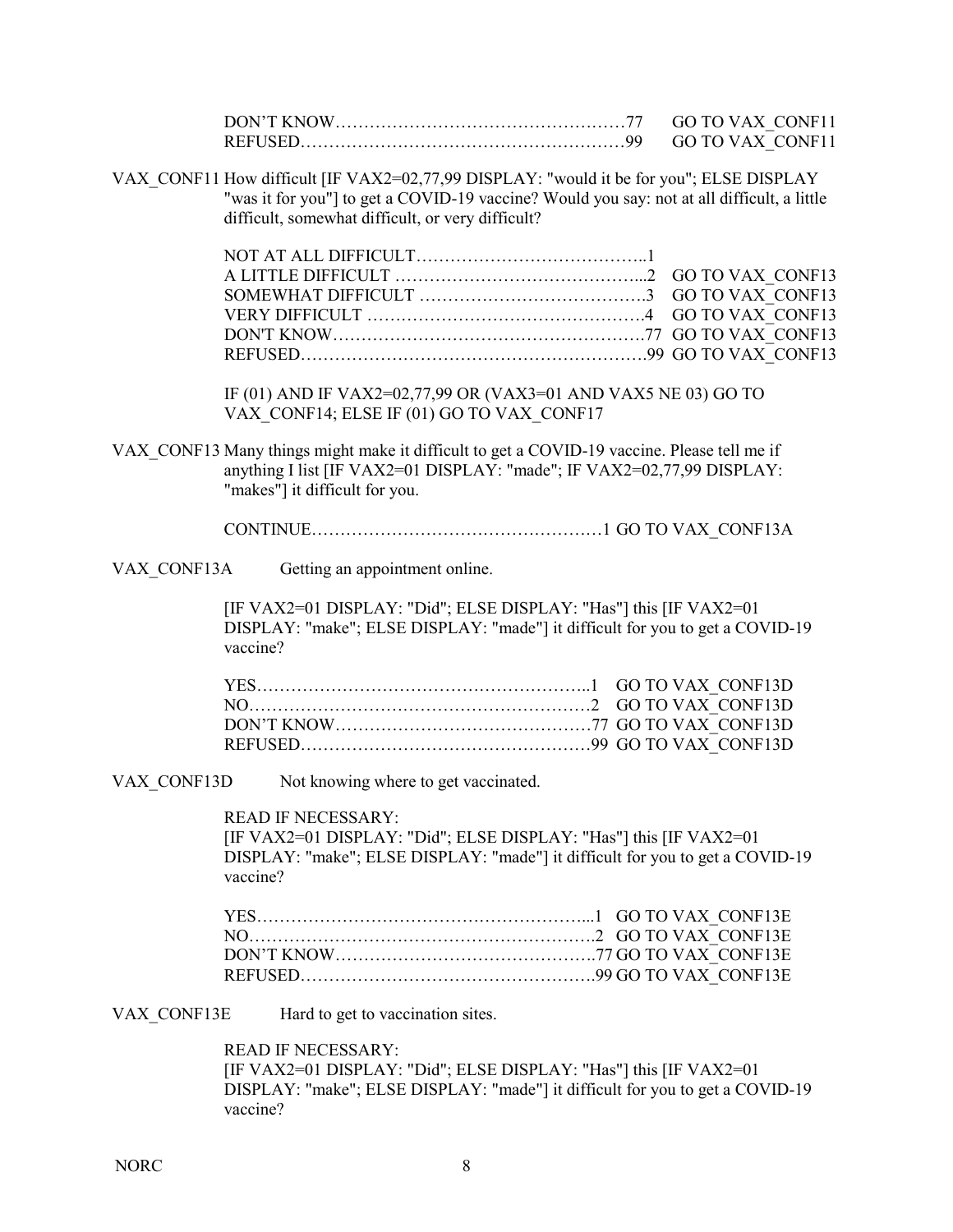DON'T KNOW……………………………………………77 GO TO VAX_CONF11
REFUSED…………………………………………………99 GO TO VAX_CONF11

VAX_CONF11 How difficult [IF VAX2=02,77,99 DISPLAY: "would it be for you"; ELSE DISPLAY "was it for you"] to get a COVID-19 vaccine? Would you say: not at all difficult, a little difficult, somewhat difficult, or very difficult?

NOT AT ALL DIFFICULT…………………………………..1
A LITTLE DIFFICULT ……………………………………...2 GO TO VAX_CONF13
SOMEWHAT DIFFICULT ………………………………….3 GO TO VAX_CONF13
VERY DIFFICULT ………………………………………….4 GO TO VAX_CONF13
DON'T KNOW……………………………………………….77 GO TO VAX_CONF13
REFUSED…………………………………………………….99 GO TO VAX_CONF13

IF (01) AND IF VAX2=02,77,99 OR (VAX3=01 AND VAX5 NE 03) GO TO VAX_CONF14; ELSE IF (01) GO TO VAX_CONF17

VAX_CONF13 Many things might make it difficult to get a COVID-19 vaccine. Please tell me if anything I list [IF VAX2=01 DISPLAY: "made"; IF VAX2=02,77,99 DISPLAY: "makes"] it difficult for you.

CONTINUE……………………………………………1 GO TO VAX_CONF13A

VAX_CONF13A Getting an appointment online.

[IF VAX2=01 DISPLAY: "Did"; ELSE DISPLAY: "Has"] this [IF VAX2=01 DISPLAY: "make"; ELSE DISPLAY: "made"] it difficult for you to get a COVID-19 vaccine?

YES…………………………………………………..1 GO TO VAX_CONF13D
NO……………………………………………………2 GO TO VAX_CONF13D
DON'T KNOW……………………………………77 GO TO VAX_CONF13D
REFUSED…………………………………………99 GO TO VAX_CONF13D

VAX_CONF13D Not knowing where to get vaccinated.

READ IF NECESSARY:
[IF VAX2=01 DISPLAY: "Did"; ELSE DISPLAY: "Has"] this [IF VAX2=01 DISPLAY: "make"; ELSE DISPLAY: "made"] it difficult for you to get a COVID-19 vaccine?

YES…………………………………………………...1 GO TO VAX_CONF13E
NO…………………………………………………….2 GO TO VAX_CONF13E
DON'T KNOW……………………………………..77 GO TO VAX_CONF13E
REFUSED…………………………………………..99 GO TO VAX_CONF13E

VAX_CONF13E Hard to get to vaccination sites.

READ IF NECESSARY:
[IF VAX2=01 DISPLAY: "Did"; ELSE DISPLAY: "Has"] this [IF VAX2=01 DISPLAY: "make"; ELSE DISPLAY: "made"] it difficult for you to get a COVID-19 vaccine?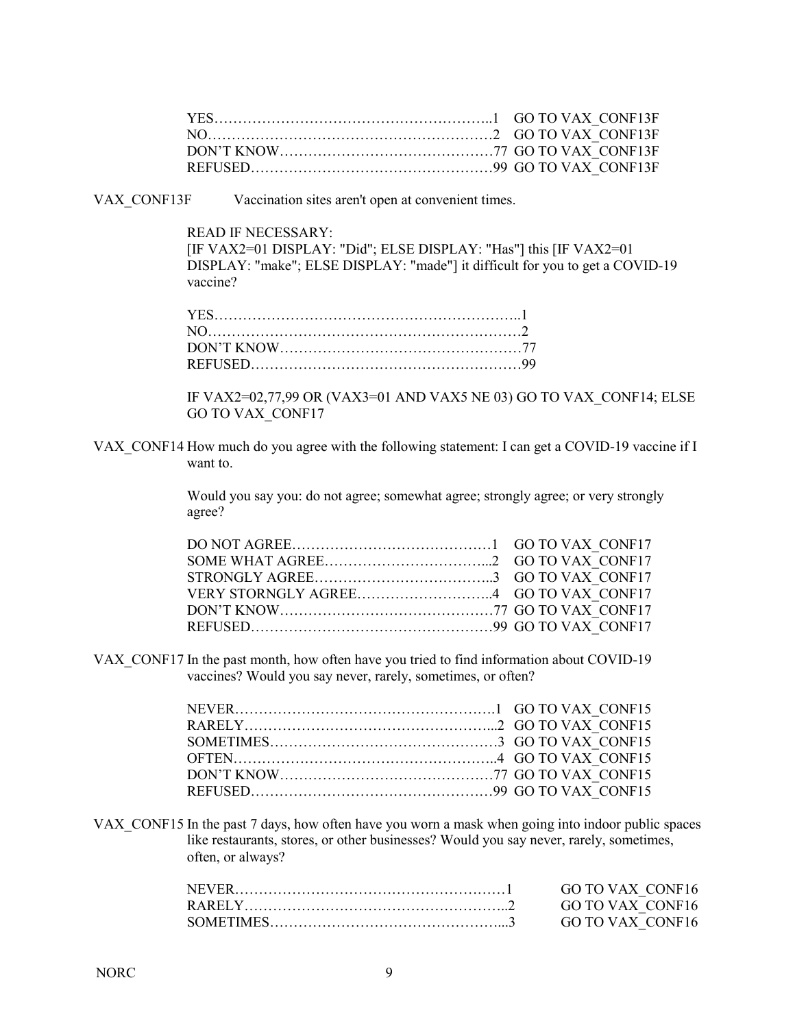| | | |
|---|---|---|
| YES | 1 | GO TO VAX_CONF13F |
| NO | 2 | GO TO VAX_CONF13F |
| DON'T KNOW | 77 | GO TO VAX_CONF13F |
| REFUSED | 99 | GO TO VAX_CONF13F |

VAX_CONF13F Vaccination sites aren't open at convenient times.

READ IF NECESSARY:
[IF VAX2=01 DISPLAY: "Did"; ELSE DISPLAY: "Has"] this [IF VAX2=01 DISPLAY: "make"; ELSE DISPLAY: "made"] it difficult for you to get a COVID-19 vaccine?

| | |
|---|---|
| YES | 1 |
| NO | 2 |
| DON'T KNOW | 77 |
| REFUSED | 99 |

IF VAX2=02,77,99 OR (VAX3=01 AND VAX5 NE 03) GO TO VAX_CONF14; ELSE GO TO VAX_CONF17

VAX_CONF14 How much do you agree with the following statement: I can get a COVID-19 vaccine if I want to.

Would you say you: do not agree; somewhat agree; strongly agree; or very strongly agree?

| | | |
|---|---|---|
| DO NOT AGREE | 1 | GO TO VAX_CONF17 |
| SOME WHAT AGREE | 2 | GO TO VAX_CONF17 |
| STRONGLY AGREE | 3 | GO TO VAX_CONF17 |
| VERY STORNGLY AGREE | 4 | GO TO VAX_CONF17 |
| DON'T KNOW | 77 | GO TO VAX_CONF17 |
| REFUSED | 99 | GO TO VAX_CONF17 |

VAX_CONF17 In the past month, how often have you tried to find information about COVID-19 vaccines? Would you say never, rarely, sometimes, or often?

| | | |
|---|---|---|
| NEVER | 1 | GO TO VAX_CONF15 |
| RARELY | 2 | GO TO VAX_CONF15 |
| SOMETIMES | 3 | GO TO VAX_CONF15 |
| OFTEN | 4 | GO TO VAX_CONF15 |
| DON'T KNOW | 77 | GO TO VAX_CONF15 |
| REFUSED | 99 | GO TO VAX_CONF15 |

VAX_CONF15 In the past 7 days, how often have you worn a mask when going into indoor public spaces like restaurants, stores, or other businesses? Would you say never, rarely, sometimes, often, or always?

| | | |
|---|---|---|
| NEVER | 1 | GO TO VAX_CONF16 |
| RARELY | 2 | GO TO VAX_CONF16 |
| SOMETIMES | 3 | GO TO VAX_CONF16 |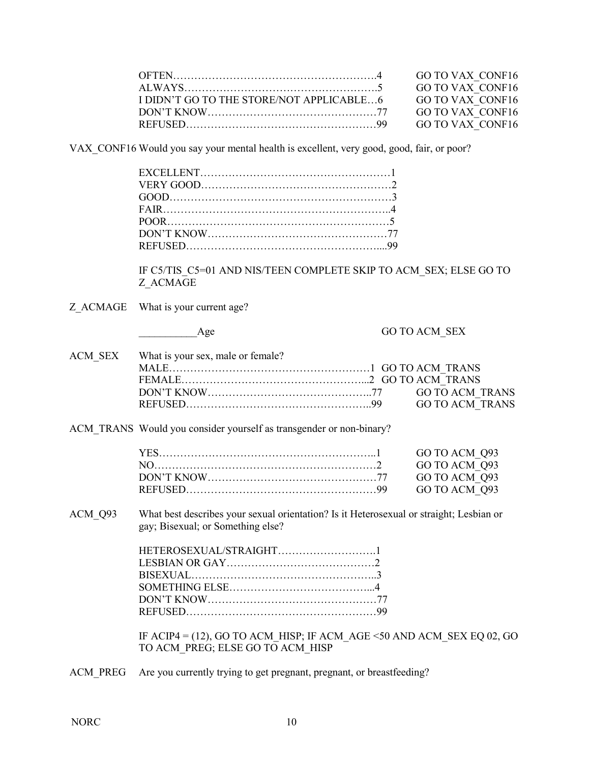| | | |
|---|---|---|
| OFTEN | 4 | GO TO VAX_CONF16 |
| ALWAYS | 5 | GO TO VAX_CONF16 |
| I DIDN'T GO TO THE STORE/NOT APPLICABLE | 6 | GO TO VAX_CONF16 |
| DON'T KNOW | 77 | GO TO VAX_CONF16 |
| REFUSED | 99 | GO TO VAX_CONF16 |

**VAX_CONF16** Would you say your mental health is excellent, very good, good, fair, or poor?

| | |
|---|---|
| EXCELLENT | 1 |
| VERY GOOD | 2 |
| GOOD | 3 |
| FAIR | 4 |
| POOR | 5 |
| DON'T KNOW | 77 |
| REFUSED | 99 |

IF C5/TIS_C5=01 AND NIS/TEEN COMPLETE SKIP TO ACM_SEX; ELSE GO TO Z_ACMAGE

**Z_ACMAGE** What is your current age?

__________Age GO TO ACM_SEX

**ACM_SEX** What is your sex, male or female?

| | | |
|---|---|---|
| MALE | 1 | GO TO ACM_TRANS |
| FEMALE | 2 | GO TO ACM_TRANS |
| DON'T KNOW | 77 | GO TO ACM_TRANS |
| REFUSED | 99 | GO TO ACM_TRANS |

**ACM_TRANS** Would you consider yourself as transgender or non-binary?

| | | |
|---|---|---|
| YES | 1 | GO TO ACM_Q93 |
| NO | 2 | GO TO ACM_Q93 |
| DON'T KNOW | 77 | GO TO ACM_Q93 |
| REFUSED | 99 | GO TO ACM_Q93 |

**ACM_Q93** What best describes your sexual orientation? Is it Heterosexual or straight; Lesbian or gay; Bisexual; or Something else?

| | |
|---|---|
| HETEROSEXUAL/STRAIGHT | 1 |
| LESBIAN OR GAY | 2 |
| BISEXUAL | 3 |
| SOMETHING ELSE | 4 |
| DON'T KNOW | 77 |
| REFUSED | 99 |

IF ACIP4 = (12), GO TO ACM_HISP; IF ACM_AGE <50 AND ACM_SEX EQ 02, GO TO ACM_PREG; ELSE GO TO ACM_HISP

**ACM_PREG** Are you currently trying to get pregnant, pregnant, or breastfeeding?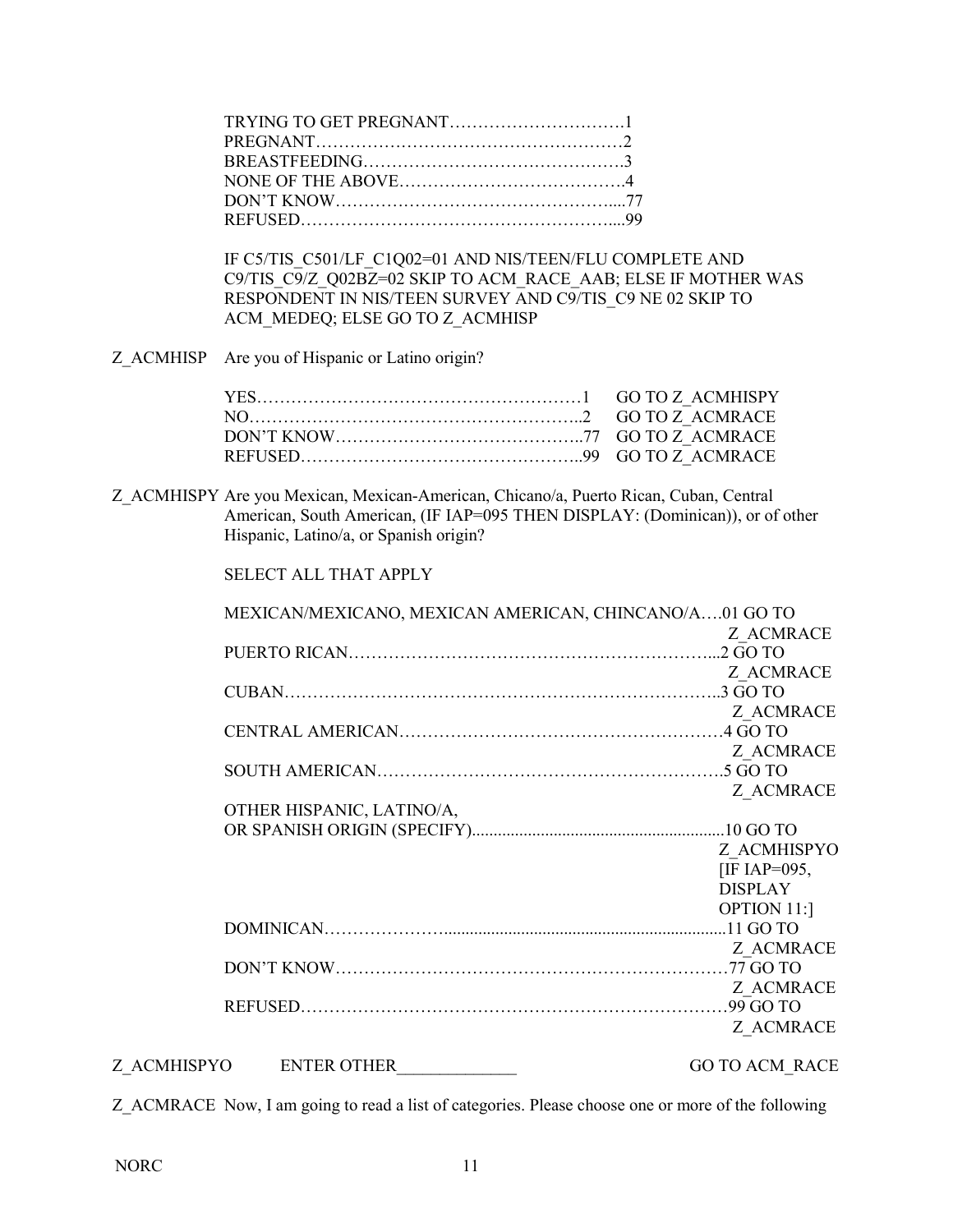TRYING TO GET PREGNANT……………………………1
PREGNANT………………………………………………2
BREASTFEEDING……………………………………….3
NONE OF THE ABOVE………………………………….4
DON'T KNOW…………………………………………....77
REFUSED………………………………………………....99

IF C5/TIS_C501/LF_C1Q02=01 AND NIS/TEEN/FLU COMPLETE AND C9/TIS_C9/Z_Q02BZ=02 SKIP TO ACM_RACE_AAB; ELSE IF MOTHER WAS RESPONDENT IN NIS/TEEN SURVEY AND C9/TIS_C9 NE 02 SKIP TO ACM_MEDEQ; ELSE GO TO Z_ACMHISP

Z_ACMHISP Are you of Hispanic or Latino origin?

| | | |
|---|---|---|
| YES………………………………………………… | 1 | GO TO Z_ACMHISPY |
| NO………………………………………………….. | 2 | GO TO Z_ACMRACE |
| DON'T KNOW…………………………………….. | 77 | GO TO Z_ACMRACE |
| REFUSED………………………………………….. | 99 | GO TO Z_ACMRACE |

Z_ACMHISPY Are you Mexican, Mexican-American, Chicano/a, Puerto Rican, Cuban, Central American, South American, (IF IAP=095 THEN DISPLAY: (Dominican)), or of other Hispanic, Latino/a, or Spanish origin?

SELECT ALL THAT APPLY

| | | |
|---|---|---|
| MEXICAN/MEXICANO, MEXICAN AMERICAN, CHINCANO/A…. | 01 | GO TO Z_ACMRACE |
| PUERTO RICAN………………………………………………………... | 2 | GO TO Z_ACMRACE |
| CUBAN…………………………………………………………………….. | 3 | GO TO Z_ACMRACE |
| CENTRAL AMERICAN………………………………………………… | 4 | GO TO Z_ACMRACE |
| SOUTH AMERICAN……………………………………………………. | 5 | GO TO Z_ACMRACE |
| OTHER HISPANIC, LATINO/A, OR SPANISH ORIGIN (SPECIFY)............................................................ | 10 | GO TO Z_ACMHISPYO [IF IAP=095, DISPLAY OPTION 11:] |
| DOMINICAN………………….................................................................. | 11 | GO TO Z_ACMRACE |
| DON'T KNOW…………………………………………………………… | 77 | GO TO Z_ACMRACE |
| REFUSED………………………………………………………………… | 99 | GO TO Z_ACMRACE |

Z_ACMHISPYO ENTER OTHER______________ GO TO ACM_RACE

Z_ACMRACE Now, I am going to read a list of categories. Please choose one or more of the following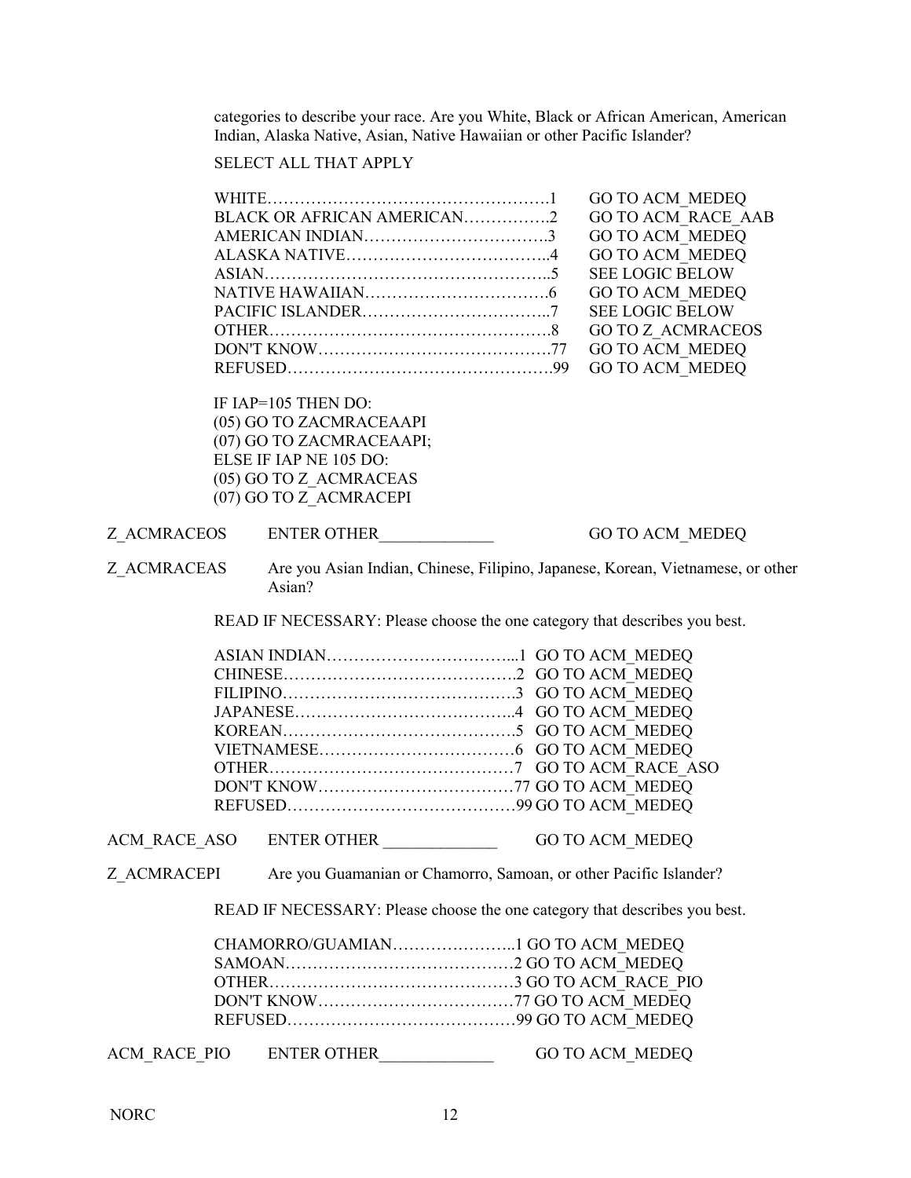categories to describe your race. Are you White, Black or African American, American Indian, Alaska Native, Asian, Native Hawaiian or other Pacific Islander?

SELECT ALL THAT APPLY

| | | |
|---|---|---|
| WHITE | 1 | GO TO ACM_MEDEQ |
| BLACK OR AFRICAN AMERICAN | 2 | GO TO ACM_RACE_AAB |
| AMERICAN INDIAN | 3 | GO TO ACM_MEDEQ |
| ALASKA NATIVE | 4 | GO TO ACM_MEDEQ |
| ASIAN | 5 | SEE LOGIC BELOW |
| NATIVE HAWAIIAN | 6 | GO TO ACM_MEDEQ |
| PACIFIC ISLANDER | 7 | SEE LOGIC BELOW |
| OTHER | 8 | GO TO Z_ACMRACEOS |
| DON'T KNOW | 77 | GO TO ACM_MEDEQ |
| REFUSED | 99 | GO TO ACM_MEDEQ |

IF IAP=105 THEN DO:
(05) GO TO ZACMRACEAAPI
(07) GO TO ZACMRACEAAPI;
ELSE IF IAP NE 105 DO:
(05) GO TO Z_ACMRACEAS
(07) GO TO Z_ACMRACEPI

Z_ACMRACEOS ENTER OTHER_____________ GO TO ACM_MEDEQ

Z_ACMRACEAS Are you Asian Indian, Chinese, Filipino, Japanese, Korean, Vietnamese, or other Asian?

READ IF NECESSARY: Please choose the one category that describes you best.

| | | |
|---|---|---|
| ASIAN INDIAN | 1 | GO TO ACM_MEDEQ |
| CHINESE | 2 | GO TO ACM_MEDEQ |
| FILIPINO | 3 | GO TO ACM_MEDEQ |
| JAPANESE | 4 | GO TO ACM_MEDEQ |
| KOREAN | 5 | GO TO ACM_MEDEQ |
| VIETNAMESE | 6 | GO TO ACM_MEDEQ |
| OTHER | 7 | GO TO ACM_RACE_ASO |
| DON'T KNOW | 77 | GO TO ACM_MEDEQ |
| REFUSED | 99 | GO TO ACM_MEDEQ |

ACM_RACE_ASO ENTER OTHER _____________ GO TO ACM_MEDEQ

Z_ACMRACEPI Are you Guamanian or Chamorro, Samoan, or other Pacific Islander?

READ IF NECESSARY: Please choose the one category that describes you best.

| | | |
|---|---|---|
| CHAMORRO/GUAMIAN | 1 | GO TO ACM_MEDEQ |
| SAMOAN | 2 | GO TO ACM_MEDEQ |
| OTHER | 3 | GO TO ACM_RACE_PIO |
| DON'T KNOW | 77 | GO TO ACM_MEDEQ |
| REFUSED | 99 | GO TO ACM_MEDEQ |

ACM_RACE_PIO ENTER OTHER_____________ GO TO ACM_MEDEQ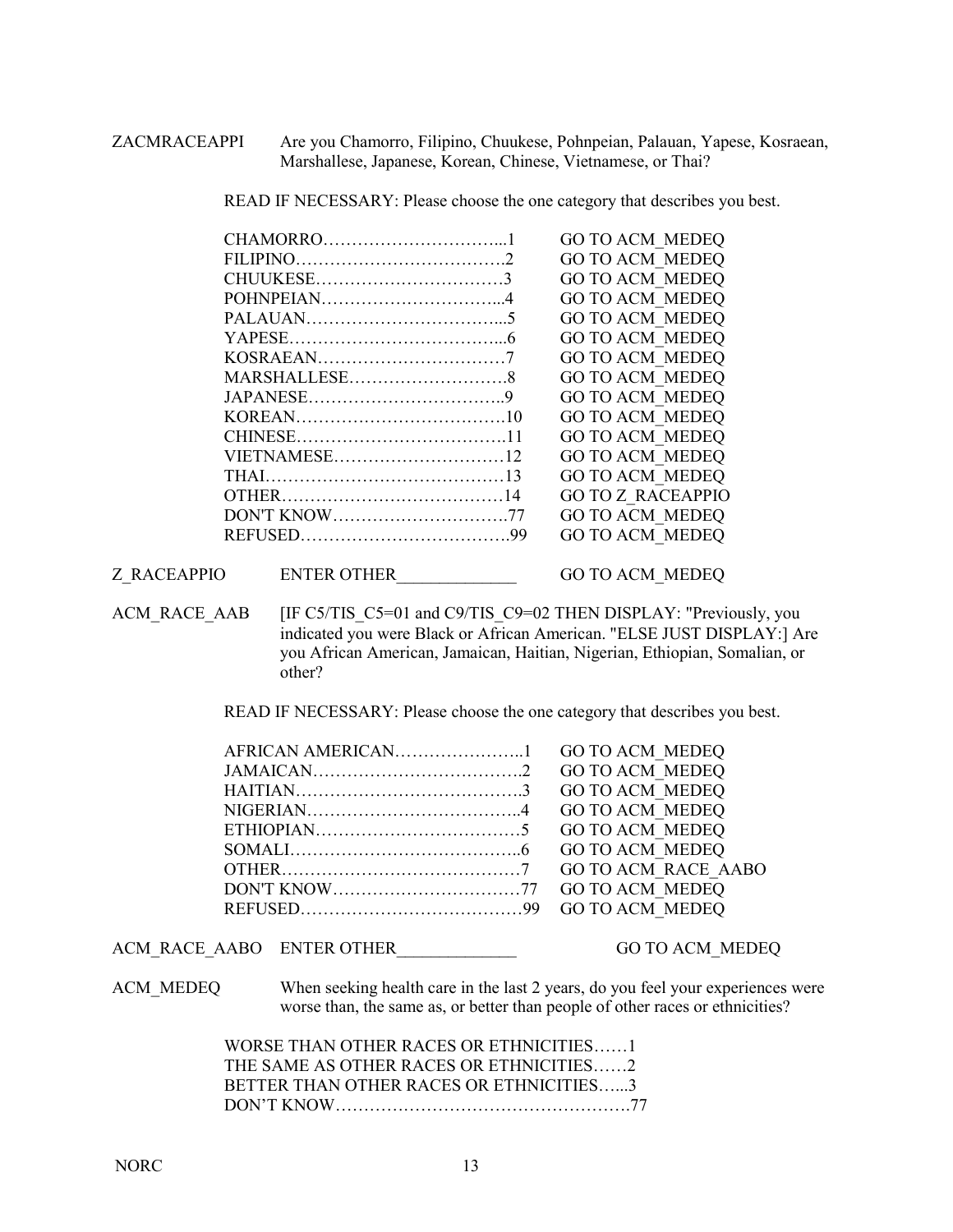ZACMRACEAPPI Are you Chamorro, Filipino, Chuukese, Pohnpeian, Palauan, Yapese, Kosraean, Marshallese, Japanese, Korean, Chinese, Vietnamese, or Thai?

READ IF NECESSARY: Please choose the one category that describes you best.

| | | |
|---|---|---|
| CHAMORRO | 1 | GO TO ACM_MEDEQ |
| FILIPINO | 2 | GO TO ACM_MEDEQ |
| CHUUKESE | 3 | GO TO ACM_MEDEQ |
| POHNPEIAN | 4 | GO TO ACM_MEDEQ |
| PALAUAN | 5 | GO TO ACM_MEDEQ |
| YAPESE | 6 | GO TO ACM_MEDEQ |
| KOSRAEAN | 7 | GO TO ACM_MEDEQ |
| MARSHALLESE | 8 | GO TO ACM_MEDEQ |
| JAPANESE | 9 | GO TO ACM_MEDEQ |
| KOREAN | 10 | GO TO ACM_MEDEQ |
| CHINESE | 11 | GO TO ACM_MEDEQ |
| VIETNAMESE | 12 | GO TO ACM_MEDEQ |
| THAI | 13 | GO TO ACM_MEDEQ |
| OTHER | 14 | GO TO Z_RACEAPPIO |
| DON'T KNOW | 77 | GO TO ACM_MEDEQ |
| REFUSED | 99 | GO TO ACM_MEDEQ |

Z_RACEAPPIO ENTER OTHER_____________ GO TO ACM_MEDEQ

ACM_RACE_AAB [IF C5/TIS_C5=01 and C9/TIS_C9=02 THEN DISPLAY: "Previously, you indicated you were Black or African American. "ELSE JUST DISPLAY:] Are you African American, Jamaican, Haitian, Nigerian, Ethiopian, Somalian, or other?

READ IF NECESSARY: Please choose the one category that describes you best.

| | | |
|---|---|---|
| AFRICAN AMERICAN | 1 | GO TO ACM_MEDEQ |
| JAMAICAN | 2 | GO TO ACM_MEDEQ |
| HAITIAN | 3 | GO TO ACM_MEDEQ |
| NIGERIAN | 4 | GO TO ACM_MEDEQ |
| ETHIOPIAN | 5 | GO TO ACM_MEDEQ |
| SOMALI | 6 | GO TO ACM_MEDEQ |
| OTHER | 7 | GO TO ACM_RACE_AABO |
| DON'T KNOW | 77 | GO TO ACM_MEDEQ |
| REFUSED | 99 | GO TO ACM_MEDEQ |

ACM_RACE_AABO ENTER OTHER_____________ GO TO ACM_MEDEQ

ACM_MEDEQ When seeking health care in the last 2 years, do you feel your experiences were worse than, the same as, or better than people of other races or ethnicities?

| | |
|---|---|
| WORSE THAN OTHER RACES OR ETHNICITIES | 1 |
| THE SAME AS OTHER RACES OR ETHNICITIES | 2 |
| BETTER THAN OTHER RACES OR ETHNICITIES | 3 |
| DON'T KNOW | 77 |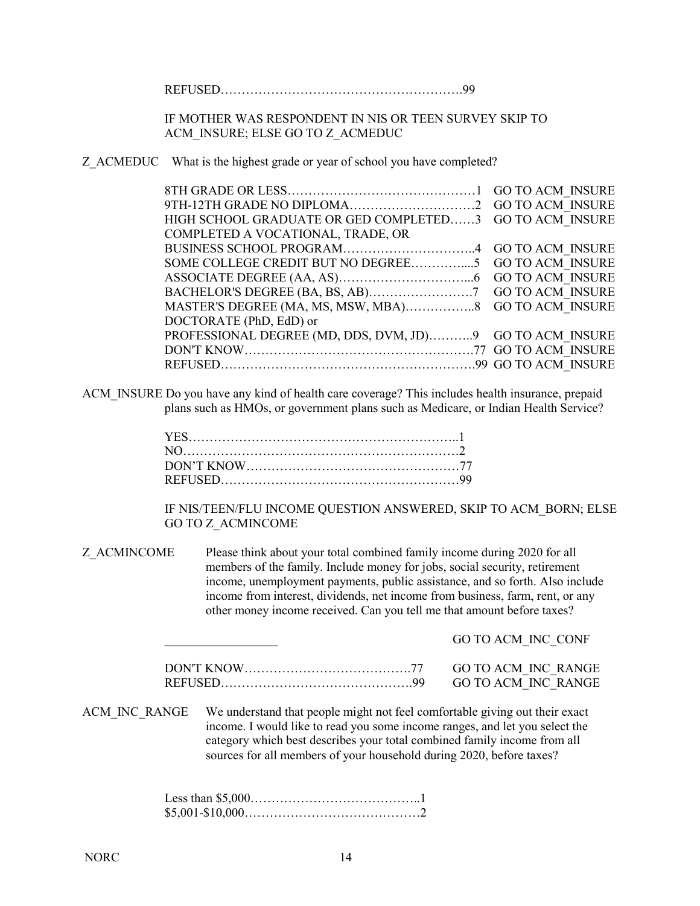REFUSED……………………………………………….99

IF MOTHER WAS RESPONDENT IN NIS OR TEEN SURVEY SKIP TO ACM_INSURE; ELSE GO TO Z_ACMEDUC

Z_ACMEDUC What is the highest grade or year of school you have completed?

| | | |
|---|---|---|
| 8TH GRADE OR LESS | 1 | GO TO ACM_INSURE |
| 9TH-12TH GRADE NO DIPLOMA | 2 | GO TO ACM_INSURE |
| HIGH SCHOOL GRADUATE OR GED COMPLETED | 3 | GO TO ACM_INSURE |
| COMPLETED A VOCATIONAL, TRADE, OR BUSINESS SCHOOL PROGRAM | 4 | GO TO ACM_INSURE |
| SOME COLLEGE CREDIT BUT NO DEGREE | 5 | GO TO ACM_INSURE |
| ASSOCIATE DEGREE (AA, AS) | 6 | GO TO ACM_INSURE |
| BACHELOR'S DEGREE (BA, BS, AB) | 7 | GO TO ACM_INSURE |
| MASTER'S DEGREE (MA, MS, MSW, MBA) | 8 | GO TO ACM_INSURE |
| DOCTORATE (PhD, EdD) or PROFESSIONAL DEGREE (MD, DDS, DVM, JD) | 9 | GO TO ACM_INSURE |
| DON'T KNOW | 77 | GO TO ACM_INSURE |
| REFUSED | 99 | GO TO ACM_INSURE |

ACM_INSURE Do you have any kind of health care coverage? This includes health insurance, prepaid plans such as HMOs, or government plans such as Medicare, or Indian Health Service?

YES……………………………………………………..1
NO………………………………………………………2
DON'T KNOW……………………………………………77
REFUSED…………………………………………………99

IF NIS/TEEN/FLU INCOME QUESTION ANSWERED, SKIP TO ACM_BORN; ELSE GO TO Z_ACMINCOME

Z_ACMINCOME Please think about your total combined family income during 2020 for all members of the family. Include money for jobs, social security, retirement income, unemployment payments, public assistance, and so forth. Also include income from interest, dividends, net income from business, farm, rent, or any other money income received. Can you tell me that amount before taxes?

| | | |
|---|---|---|
| _________________ | | GO TO ACM_INC_CONF |
| DON'T KNOW | 77 | GO TO ACM_INC_RANGE |
| REFUSED | 99 | GO TO ACM_INC_RANGE |

ACM_INC_RANGE We understand that people might not feel comfortable giving out their exact income. I would like to read you some income ranges, and let you select the category which best describes your total combined family income from all sources for all members of your household during 2020, before taxes?

Less than $5,000…………………………………..1
$5,001-$10,000……………………………………2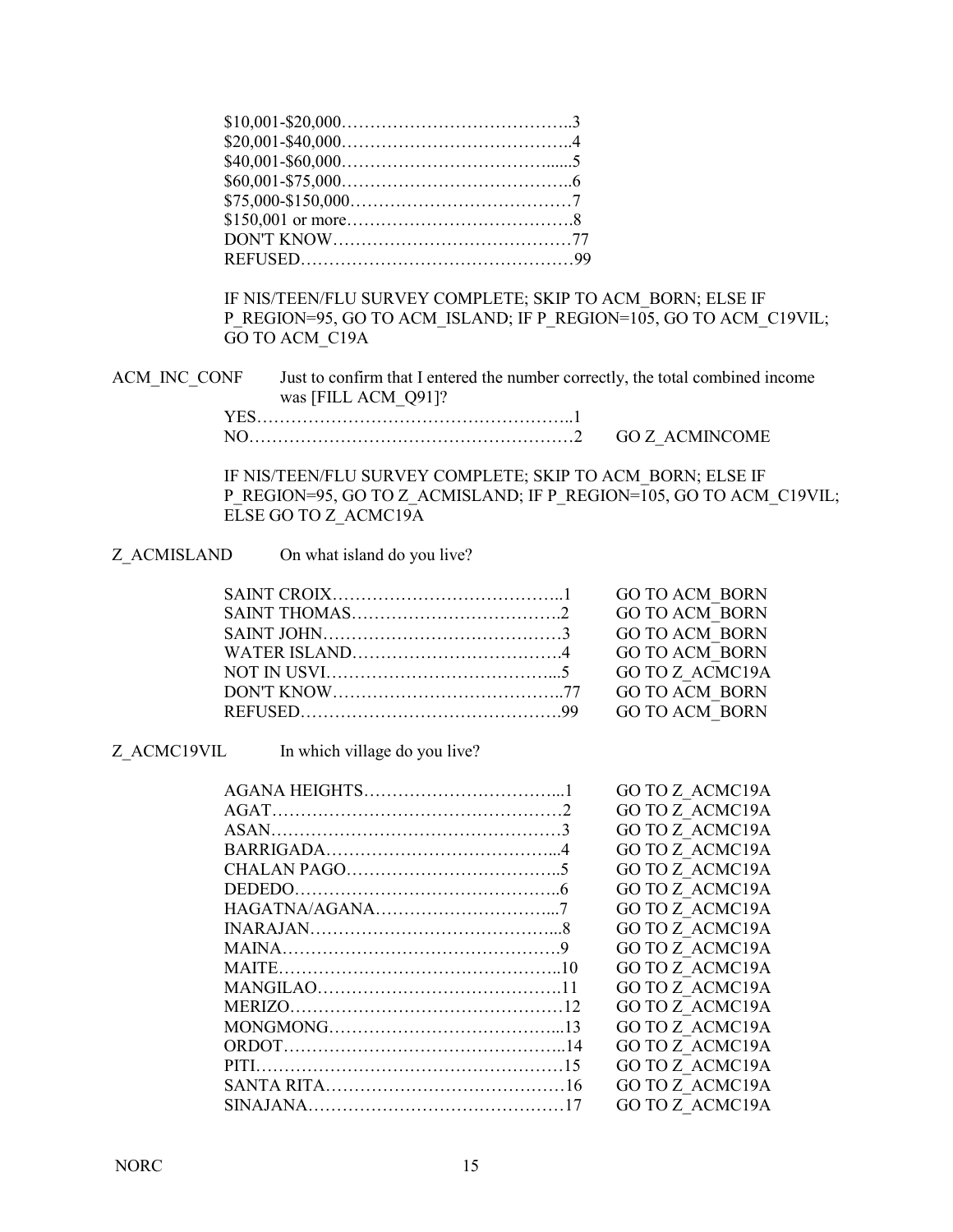$10,001-$20,000……………………………………..3
$20,001-$40,000……………………………………..4
$40,001-$60,000…………………………………......5
$60,001-$75,000……………………………………..6
$75,000-$150,000…………………………………7
$150,001 or more………………………………….8
DON'T KNOW……………………………………77
REFUSED…………………………………………99

IF NIS/TEEN/FLU SURVEY COMPLETE; SKIP TO ACM_BORN; ELSE IF P_REGION=95, GO TO ACM_ISLAND; IF P_REGION=105, GO TO ACM_C19VIL; GO TO ACM_C19A

**ACM_INC_CONF** Just to confirm that I entered the number correctly, the total combined income was [FILL ACM_Q91]?

| | | |
|---|---|---|
| YES | 1 | |
| NO | 2 | GO Z_ACMINCOME |

IF NIS/TEEN/FLU SURVEY COMPLETE; SKIP TO ACM_BORN; ELSE IF P_REGION=95, GO TO Z_ACMISLAND; IF P_REGION=105, GO TO ACM_C19VIL; ELSE GO TO Z_ACMC19A

**Z_ACMISLAND** On what island do you live?

| | | |
|---|---|---|
| SAINT CROIX | 1 | GO TO ACM_BORN |
| SAINT THOMAS | 2 | GO TO ACM_BORN |
| SAINT JOHN | 3 | GO TO ACM_BORN |
| WATER ISLAND | 4 | GO TO ACM_BORN |
| NOT IN USVI | 5 | GO TO Z_ACMC19A |
| DON'T KNOW | 77 | GO TO ACM_BORN |
| REFUSED | 99 | GO TO ACM_BORN |

**Z_ACMC19VIL** In which village do you live?

| | | |
|---|---|---|
| AGANA HEIGHTS | 1 | GO TO Z_ACMC19A |
| AGAT | 2 | GO TO Z_ACMC19A |
| ASAN | 3 | GO TO Z_ACMC19A |
| BARRIGADA | 4 | GO TO Z_ACMC19A |
| CHALAN PAGO | 5 | GO TO Z_ACMC19A |
| DEDEDO | 6 | GO TO Z_ACMC19A |
| HAGATNA/AGANA | 7 | GO TO Z_ACMC19A |
| INARAJAN | 8 | GO TO Z_ACMC19A |
| MAINA | 9 | GO TO Z_ACMC19A |
| MAITE | 10 | GO TO Z_ACMC19A |
| MANGILAO | 11 | GO TO Z_ACMC19A |
| MERIZO | 12 | GO TO Z_ACMC19A |
| MONGMONG | 13 | GO TO Z_ACMC19A |
| ORDOT | 14 | GO TO Z_ACMC19A |
| PITI | 15 | GO TO Z_ACMC19A |
| SANTA RITA | 16 | GO TO Z_ACMC19A |
| SINAJANA | 17 | GO TO Z_ACMC19A |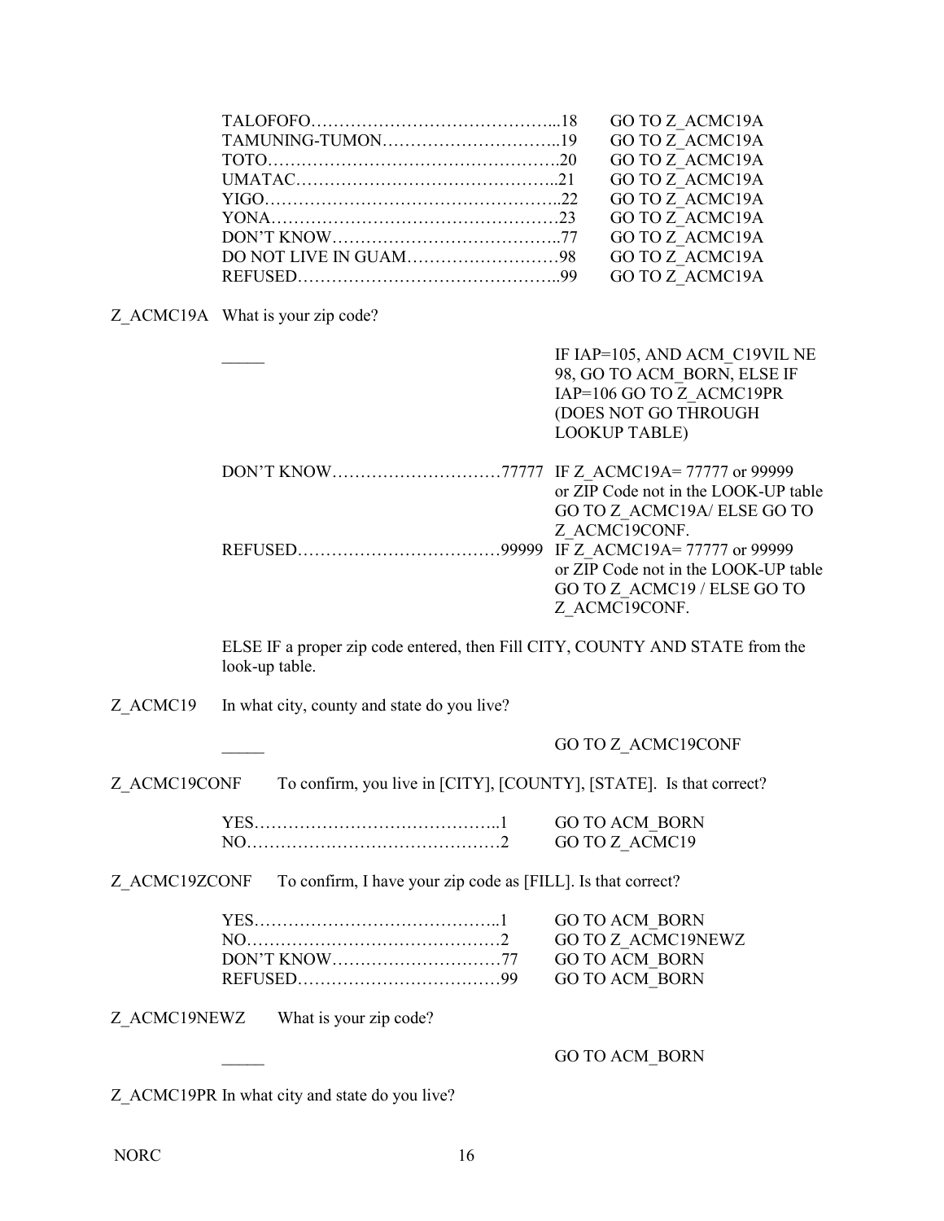| | | |
|---|---|---|
| TALOFOFO | 18 | GO TO Z_ACMC19A |
| TAMUNING-TUMON | 19 | GO TO Z_ACMC19A |
| TOTO | 20 | GO TO Z_ACMC19A |
| UMATAC | 21 | GO TO Z_ACMC19A |
| YIGO | 22 | GO TO Z_ACMC19A |
| YONA | 23 | GO TO Z_ACMC19A |
| DON'T KNOW | 77 | GO TO Z_ACMC19A |
| DO NOT LIVE IN GUAM | 98 | GO TO Z_ACMC19A |
| REFUSED | 99 | GO TO Z_ACMC19A |

Z_ACMC19A What is your zip code?

| | | |
|---|---|---|
| _____ | | IF IAP=105, AND ACM_C19VIL NE 98, GO TO ACM_BORN, ELSE IF IAP=106 GO TO Z_ACMC19PR (DOES NOT GO THROUGH LOOKUP TABLE) |
| DON'T KNOW | 77777 | IF Z_ACMC19A= 77777 or 99999 or ZIP Code not in the LOOK-UP table GO TO Z_ACMC19A/ ELSE GO TO Z_ACMC19CONF. |
| REFUSED | 99999 | IF Z_ACMC19A= 77777 or 99999 or ZIP Code not in the LOOK-UP table GO TO Z_ACMC19 / ELSE GO TO Z_ACMC19CONF. |

ELSE IF a proper zip code entered, then Fill CITY, COUNTY AND STATE from the look-up table.

Z_ACMC19 In what city, county and state do you live?

| | |
|---|---|
| _____ | GO TO Z_ACMC19CONF |

Z_ACMC19CONF To confirm, you live in [CITY], [COUNTY], [STATE]. Is that correct?

| | | |
|---|---|---|
| YES | 1 | GO TO ACM_BORN |
| NO | 2 | GO TO Z_ACMC19 |

Z_ACMC19ZCONF To confirm, I have your zip code as [FILL]. Is that correct?

| | | |
|---|---|---|
| YES | 1 | GO TO ACM_BORN |
| NO | 2 | GO TO Z_ACMC19NEWZ |
| DON'T KNOW | 77 | GO TO ACM_BORN |
| REFUSED | 99 | GO TO ACM_BORN |

Z_ACMC19NEWZ What is your zip code?

| | |
|---|---|
| _____ | GO TO ACM_BORN |

Z_ACMC19PR In what city and state do you live?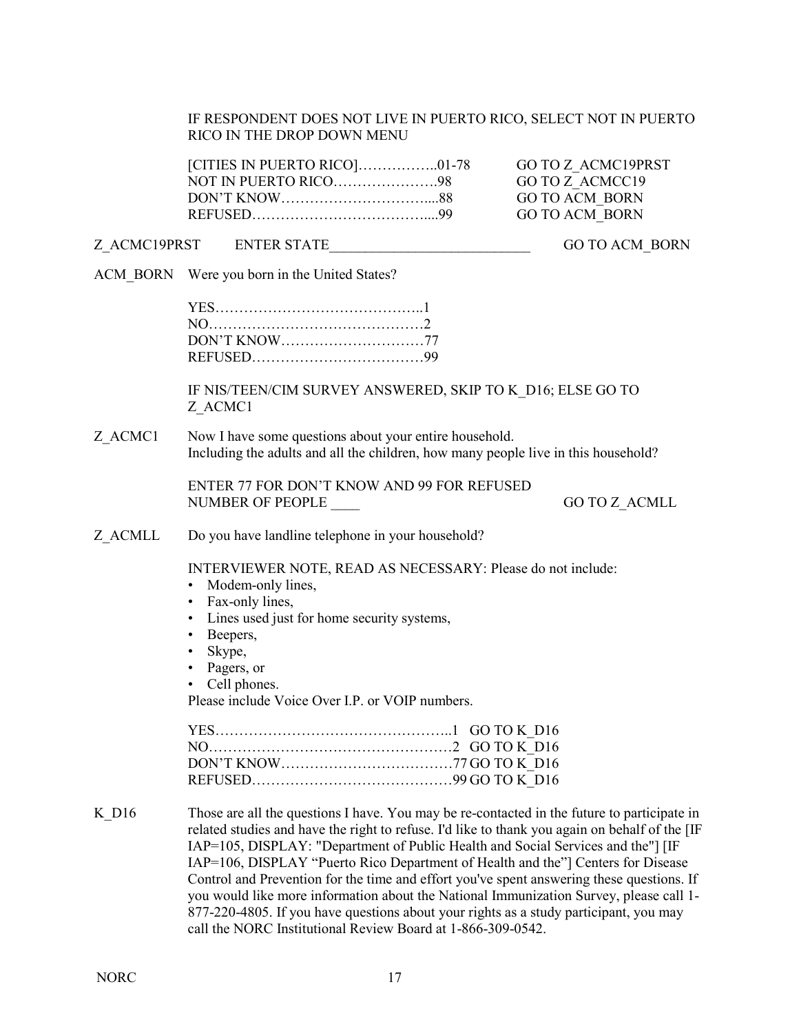IF RESPONDENT DOES NOT LIVE IN PUERTO RICO, SELECT NOT IN PUERTO RICO IN THE DROP DOWN MENU

| | | |
|---|---|---|
| [CITIES IN PUERTO RICO]……………..01-78 | | GO TO Z_ACMC19PRST |
| NOT IN PUERTO RICO………………….98 | | GO TO Z_ACMCC19 |
| DON'T KNOW…………………………...88 | | GO TO ACM_BORN |
| REFUSED………………………………...99 | | GO TO ACM_BORN |

Z_ACMC19PRST ENTER STATE___________________________ GO TO ACM_BORN

ACM_BORN Were you born in the United States?

YES…………………………………...1
NO……………………………………2
DON'T KNOW…………………………77
REFUSED………………………………99

IF NIS/TEEN/CIM SURVEY ANSWERED, SKIP TO K_D16; ELSE GO TO Z_ACMC1

Z_ACMC1 Now I have some questions about your entire household.
Including the adults and all the children, how many people live in this household?

ENTER 77 FOR DON'T KNOW AND 99 FOR REFUSED
NUMBER OF PEOPLE ____ GO TO Z_ACMLL

Z_ACMLL Do you have landline telephone in your household?

INTERVIEWER NOTE, READ AS NECESSARY: Please do not include:

- Modem-only lines,
- Fax-only lines,
- Lines used just for home security systems,
- Beepers,
- Skype,
- Pagers, or
- Cell phones.

Please include Voice Over I.P. or VOIP numbers.

YES…………………………………………..1 GO TO K_D16
NO……………………………………………2 GO TO K_D16
DON'T KNOW………………………………77 GO TO K_D16
REFUSED……………………………………99 GO TO K_D16

K_D16 Those are all the questions I have. You may be re-contacted in the future to participate in related studies and have the right to refuse. I'd like to thank you again on behalf of the [IF IAP=105, DISPLAY: "Department of Public Health and Social Services and the"] [IF IAP=106, DISPLAY "Puerto Rico Department of Health and the"] Centers for Disease Control and Prevention for the time and effort you've spent answering these questions. If you would like more information about the National Immunization Survey, please call 1-877-220-4805. If you have questions about your rights as a study participant, you may call the NORC Institutional Review Board at 1-866-309-0542.